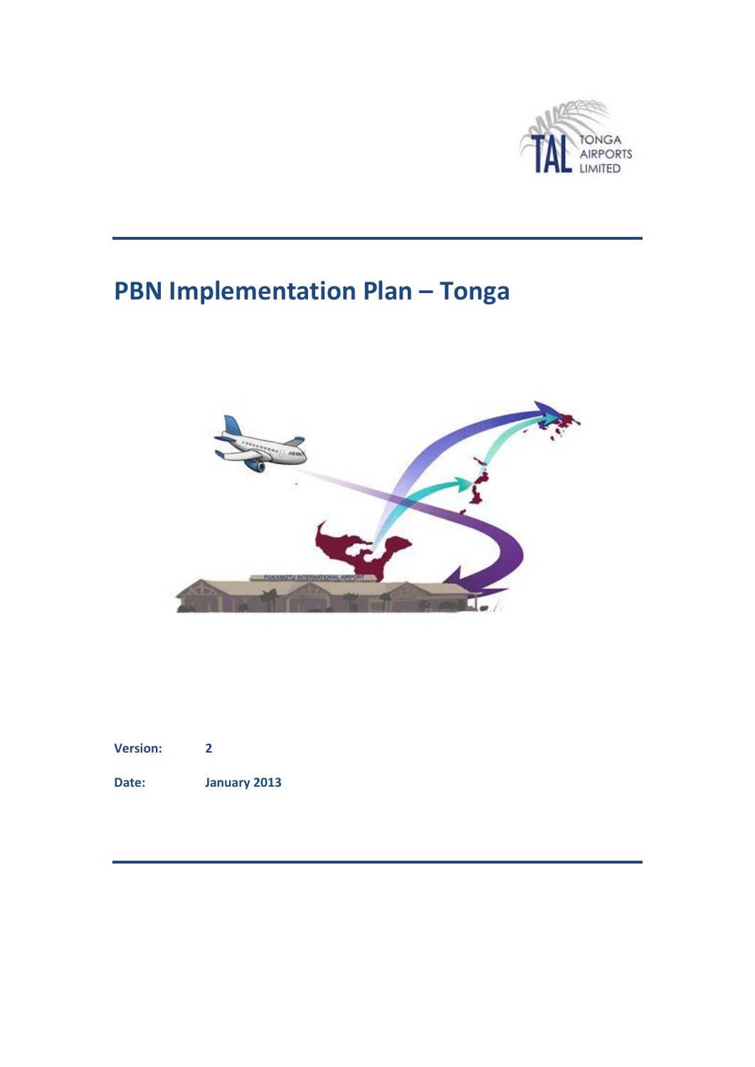# PBN Implementation Plan – Tonga

**Version:** 2

**Date:** January 2013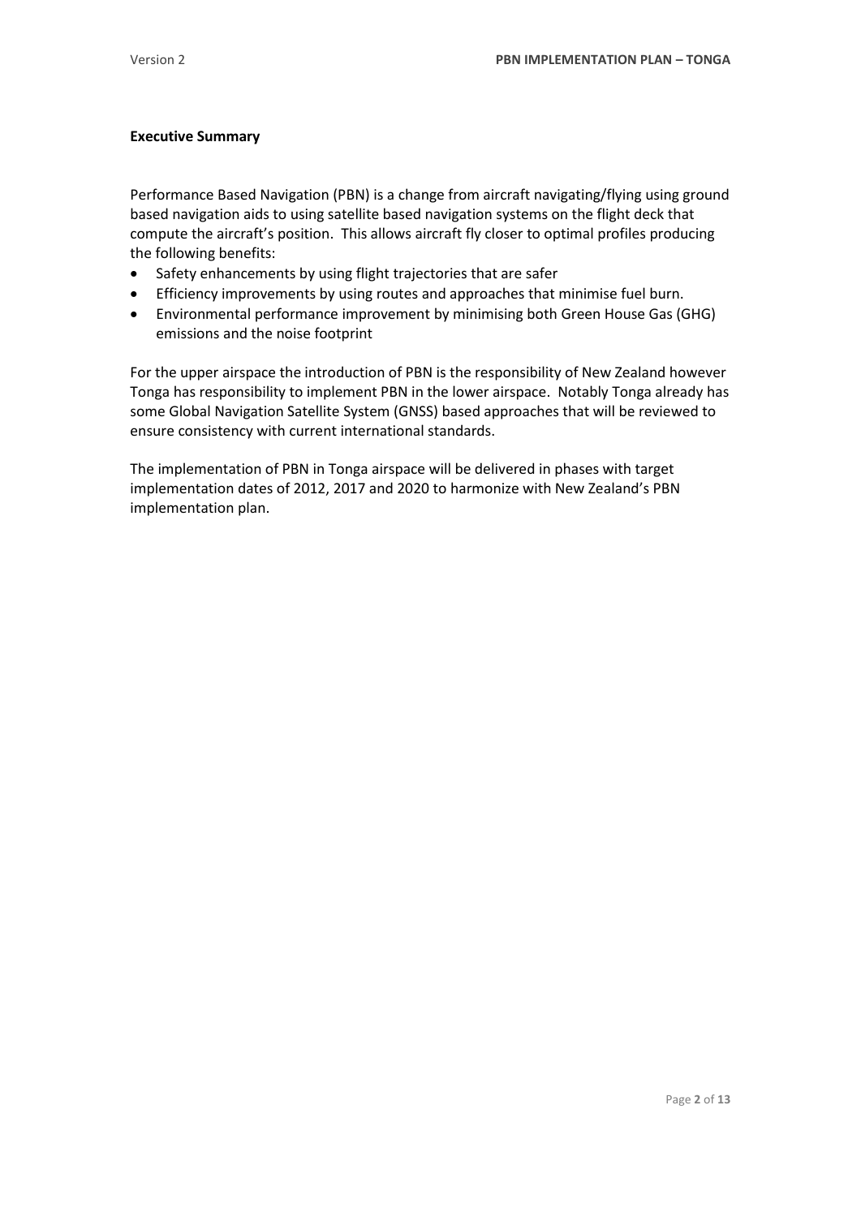**Executive Summary**

Performance Based Navigation (PBN) is a change from aircraft navigating/flying using ground based navigation aids to using satellite based navigation systems on the flight deck that compute the aircraft's position. This allows aircraft fly closer to optimal profiles producing the following benefits:

- Safety enhancements by using flight trajectories that are safer
- Efficiency improvements by using routes and approaches that minimise fuel burn.
- Environmental performance improvement by minimising both Green House Gas (GHG) emissions and the noise footprint

For the upper airspace the introduction of PBN is the responsibility of New Zealand however Tonga has responsibility to implement PBN in the lower airspace. Notably Tonga already has some Global Navigation Satellite System (GNSS) based approaches that will be reviewed to ensure consistency with current international standards.

The implementation of PBN in Tonga airspace will be delivered in phases with target implementation dates of 2012, 2017 and 2020 to harmonize with New Zealand's PBN implementation plan.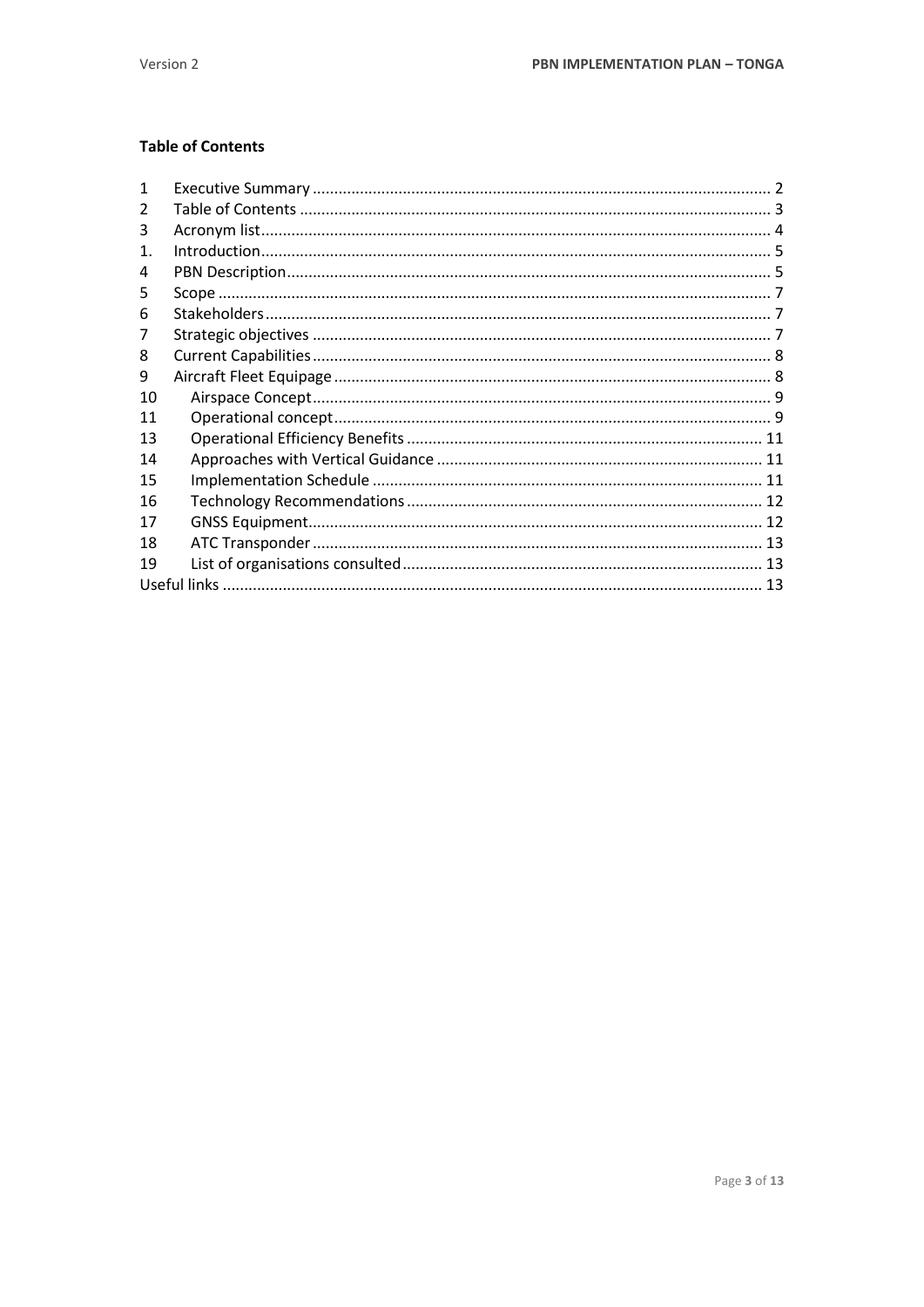**Table of Contents**

| | | |
|---|---|---|
| 1 | Executive Summary | 2 |
| 2 | Table of Contents | 3 |
| 3 | Acronym list | 4 |
| 1. | Introduction | 5 |
| 4 | PBN Description | 5 |
| 5 | Scope | 7 |
| 6 | Stakeholders | 7 |
| 7 | Strategic objectives | 7 |
| 8 | Current Capabilities | 8 |
| 9 | Aircraft Fleet Equipage | 8 |
| 10 | Airspace Concept | 9 |
| 11 | Operational concept | 9 |
| 13 | Operational Efficiency Benefits | 11 |
| 14 | Approaches with Vertical Guidance | 11 |
| 15 | Implementation Schedule | 11 |
| 16 | Technology Recommendations | 12 |
| 17 | GNSS Equipment | 12 |
| 18 | ATC Transponder | 13 |
| 19 | List of organisations consulted | 13 |
| Useful links | | 13 |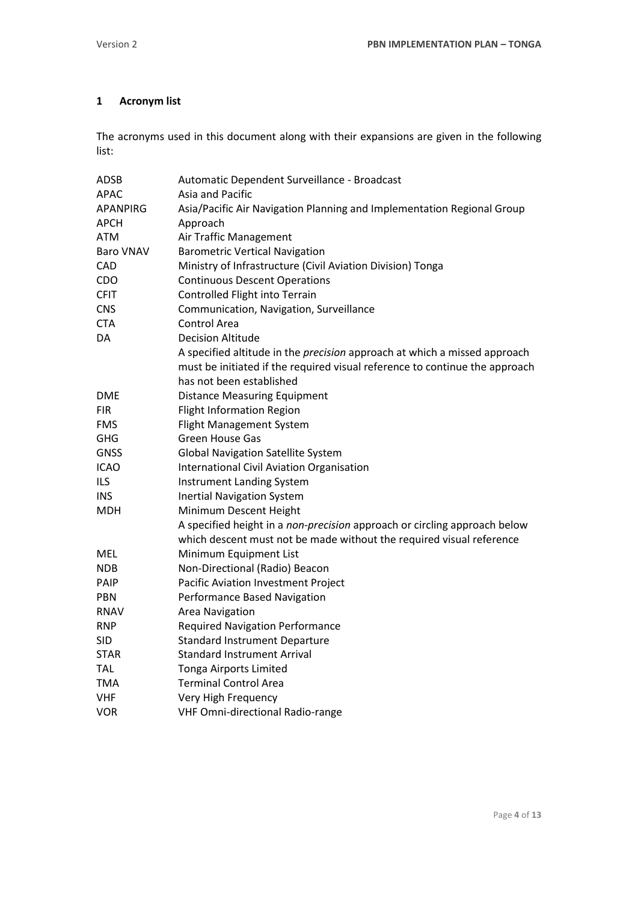## 1 Acronym list

The acronyms used in this document along with their expansions are given in the following list:

| | |
|---|---|
| ADSB | Automatic Dependent Surveillance - Broadcast |
| APAC | Asia and Pacific |
| APANPIRG | Asia/Pacific Air Navigation Planning and Implementation Regional Group |
| APCH | Approach |
| ATM | Air Traffic Management |
| Baro VNAV | Barometric Vertical Navigation |
| CAD | Ministry of Infrastructure (Civil Aviation Division) Tonga |
| CDO | Continuous Descent Operations |
| CFIT | Controlled Flight into Terrain |
| CNS | Communication, Navigation, Surveillance |
| CTA | Control Area |
| DA | Decision Altitude<br>A specified altitude in the *precision* approach at which a missed approach must be initiated if the required visual reference to continue the approach has not been established |
| DME | Distance Measuring Equipment |
| FIR | Flight Information Region |
| FMS | Flight Management System |
| GHG | Green House Gas |
| GNSS | Global Navigation Satellite System |
| ICAO | International Civil Aviation Organisation |
| ILS | Instrument Landing System |
| INS | Inertial Navigation System |
| MDH | Minimum Descent Height<br>A specified height in a *non-precision* approach or circling approach below which descent must not be made without the required visual reference |
| MEL | Minimum Equipment List |
| NDB | Non-Directional (Radio) Beacon |
| PAIP | Pacific Aviation Investment Project |
| PBN | Performance Based Navigation |
| RNAV | Area Navigation |
| RNP | Required Navigation Performance |
| SID | Standard Instrument Departure |
| STAR | Standard Instrument Arrival |
| TAL | Tonga Airports Limited |
| TMA | Terminal Control Area |
| VHF | Very High Frequency |
| VOR | VHF Omni-directional Radio-range |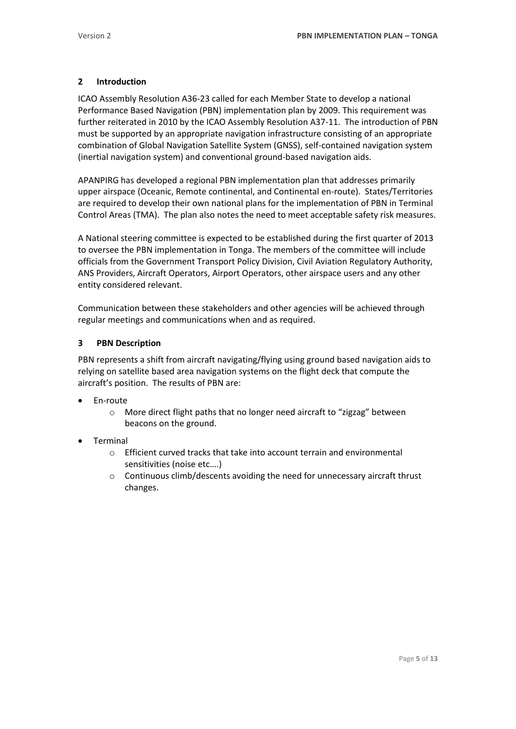## 2 Introduction

ICAO Assembly Resolution A36-23 called for each Member State to develop a national Performance Based Navigation (PBN) implementation plan by 2009. This requirement was further reiterated in 2010 by the ICAO Assembly Resolution A37-11. The introduction of PBN must be supported by an appropriate navigation infrastructure consisting of an appropriate combination of Global Navigation Satellite System (GNSS), self-contained navigation system (inertial navigation system) and conventional ground-based navigation aids.

APANPIRG has developed a regional PBN implementation plan that addresses primarily upper airspace (Oceanic, Remote continental, and Continental en-route). States/Territories are required to develop their own national plans for the implementation of PBN in Terminal Control Areas (TMA). The plan also notes the need to meet acceptable safety risk measures.

A National steering committee is expected to be established during the first quarter of 2013 to oversee the PBN implementation in Tonga. The members of the committee will include officials from the Government Transport Policy Division, Civil Aviation Regulatory Authority, ANS Providers, Aircraft Operators, Airport Operators, other airspace users and any other entity considered relevant.

Communication between these stakeholders and other agencies will be achieved through regular meetings and communications when and as required.

## 3 PBN Description

PBN represents a shift from aircraft navigating/flying using ground based navigation aids to relying on satellite based area navigation systems on the flight deck that compute the aircraft's position. The results of PBN are:

- En-route
  - More direct flight paths that no longer need aircraft to "zigzag" between beacons on the ground.
- Terminal
  - Efficient curved tracks that take into account terrain and environmental sensitivities (noise etc….)
  - Continuous climb/descents avoiding the need for unnecessary aircraft thrust changes.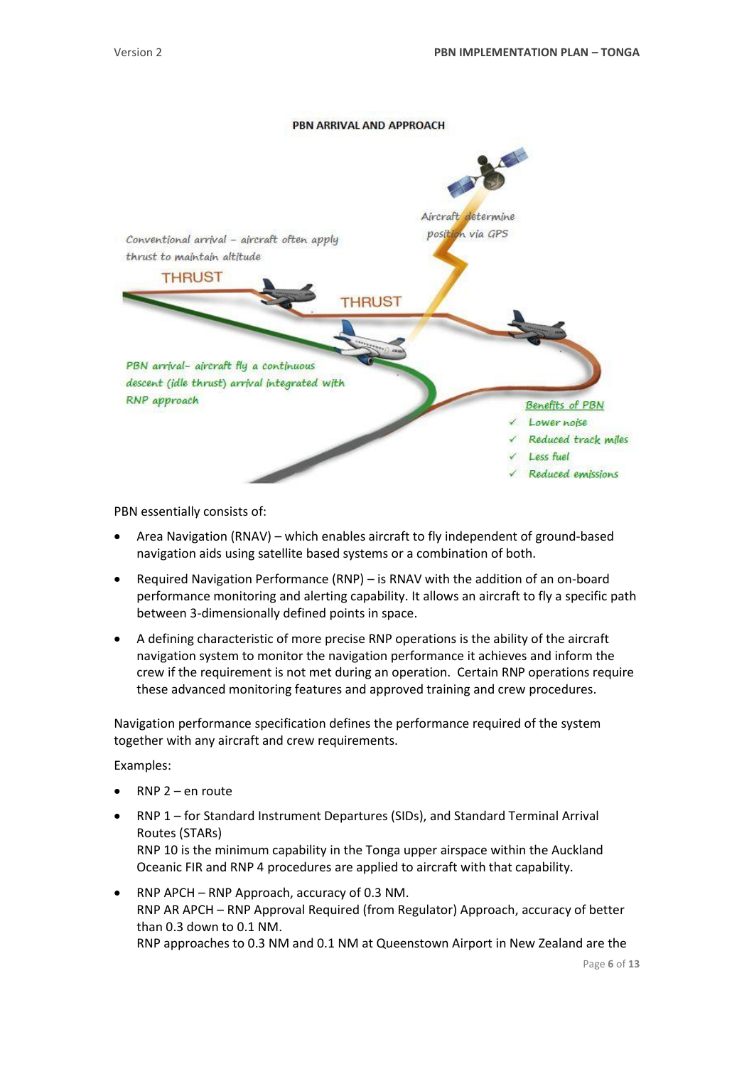PBN ARRIVAL AND APPROACH

Conventional arrival – aircraft often apply thrust to maintain altitude

THRUST

THRUST

Aircraft determine position via GPS

PBN arrival– aircraft fly a continuous descent (idle thrust) arrival integrated with RNP approach

Benefits of PBN

- ✓ Lower noise
- ✓ Reduced track miles
- ✓ Less fuel
- ✓ Reduced emissions

PBN essentially consists of:

- Area Navigation (RNAV) – which enables aircraft to fly independent of ground-based navigation aids using satellite based systems or a combination of both.
- Required Navigation Performance (RNP) – is RNAV with the addition of an on-board performance monitoring and alerting capability. It allows an aircraft to fly a specific path between 3-dimensionally defined points in space.
- A defining characteristic of more precise RNP operations is the ability of the aircraft navigation system to monitor the navigation performance it achieves and inform the crew if the requirement is not met during an operation. Certain RNP operations require these advanced monitoring features and approved training and crew procedures.

Navigation performance specification defines the performance required of the system together with any aircraft and crew requirements.

Examples:

- RNP 2 – en route
- RNP 1 – for Standard Instrument Departures (SIDs), and Standard Terminal Arrival Routes (STARs)
  RNP 10 is the minimum capability in the Tonga upper airspace within the Auckland Oceanic FIR and RNP 4 procedures are applied to aircraft with that capability.
- RNP APCH – RNP Approach, accuracy of 0.3 NM.
  RNP AR APCH – RNP Approval Required (from Regulator) Approach, accuracy of better than 0.3 down to 0.1 NM.
  RNP approaches to 0.3 NM and 0.1 NM at Queenstown Airport in New Zealand are the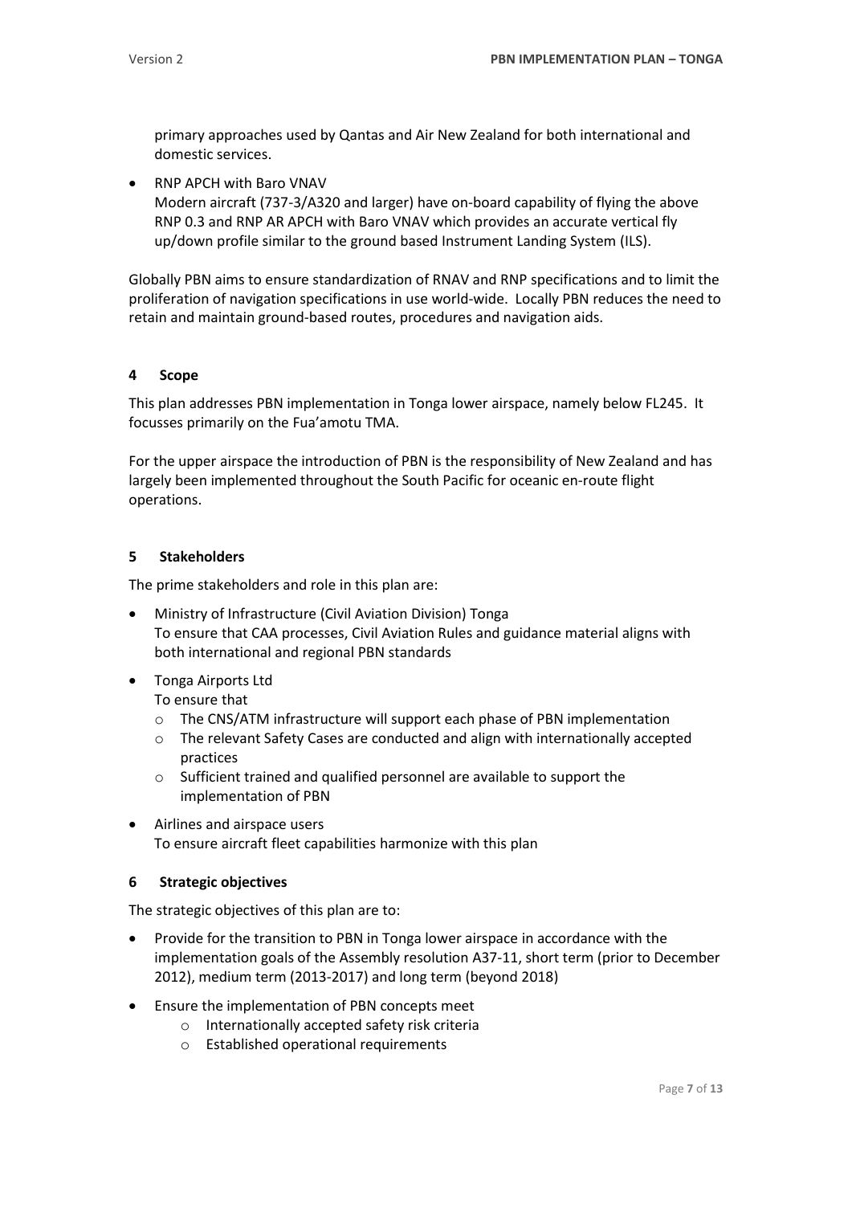primary approaches used by Qantas and Air New Zealand for both international and domestic services.

- RNP APCH with Baro VNAV
  Modern aircraft (737-3/A320 and larger) have on-board capability of flying the above RNP 0.3 and RNP AR APCH with Baro VNAV which provides an accurate vertical fly up/down profile similar to the ground based Instrument Landing System (ILS).

Globally PBN aims to ensure standardization of RNAV and RNP specifications and to limit the proliferation of navigation specifications in use world-wide. Locally PBN reduces the need to retain and maintain ground-based routes, procedures and navigation aids.

## 4 Scope

This plan addresses PBN implementation in Tonga lower airspace, namely below FL245. It focusses primarily on the Fua'amotu TMA.

For the upper airspace the introduction of PBN is the responsibility of New Zealand and has largely been implemented throughout the South Pacific for oceanic en-route flight operations.

## 5 Stakeholders

The prime stakeholders and role in this plan are:

- Ministry of Infrastructure (Civil Aviation Division) Tonga
  To ensure that CAA processes, Civil Aviation Rules and guidance material aligns with both international and regional PBN standards
- Tonga Airports Ltd
  To ensure that
  - The CNS/ATM infrastructure will support each phase of PBN implementation
  - The relevant Safety Cases are conducted and align with internationally accepted practices
  - Sufficient trained and qualified personnel are available to support the implementation of PBN
- Airlines and airspace users
  To ensure aircraft fleet capabilities harmonize with this plan

## 6 Strategic objectives

The strategic objectives of this plan are to:

- Provide for the transition to PBN in Tonga lower airspace in accordance with the implementation goals of the Assembly resolution A37-11, short term (prior to December 2012), medium term (2013-2017) and long term (beyond 2018)
- Ensure the implementation of PBN concepts meet
  - Internationally accepted safety risk criteria
  - Established operational requirements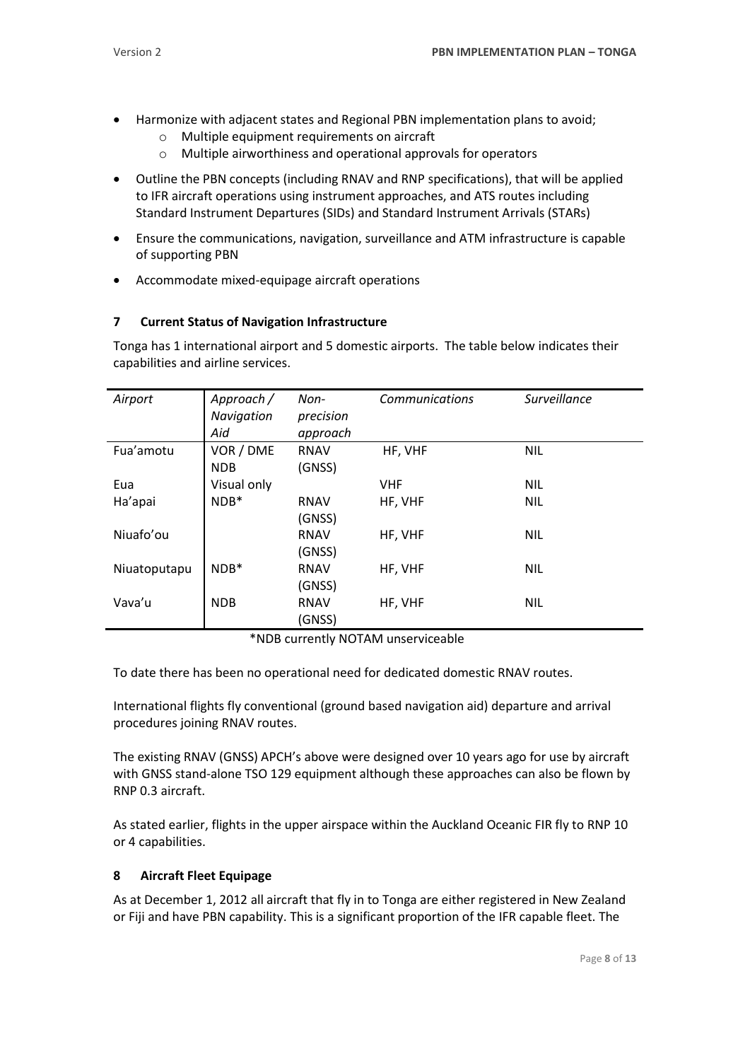- Harmonize with adjacent states and Regional PBN implementation plans to avoid;
  - Multiple equipment requirements on aircraft
  - Multiple airworthiness and operational approvals for operators
- Outline the PBN concepts (including RNAV and RNP specifications), that will be applied to IFR aircraft operations using instrument approaches, and ATS routes including Standard Instrument Departures (SIDs) and Standard Instrument Arrivals (STARs)
- Ensure the communications, navigation, surveillance and ATM infrastructure is capable of supporting PBN
- Accommodate mixed-equipage aircraft operations

## 7 Current Status of Navigation Infrastructure

Tonga has 1 international airport and 5 domestic airports. The table below indicates their capabilities and airline services.

| *Airport* | *Approach / Navigation Aid* | *Non-precision approach* | *Communications* | *Surveillance* |
|---|---|---|---|---|
| Fua'amotu | VOR / DME NDB | RNAV (GNSS) | HF, VHF | NIL |
| Eua | Visual only | | VHF | NIL |
| Ha'apai | NDB* | RNAV (GNSS) | HF, VHF | NIL |
| Niuafo'ou | | RNAV (GNSS) | HF, VHF | NIL |
| Niuatoputapu | NDB* | RNAV (GNSS) | HF, VHF | NIL |
| Vava'u | NDB | RNAV (GNSS) | HF, VHF | NIL |

*NDB currently NOTAM unserviceable

To date there has been no operational need for dedicated domestic RNAV routes.

International flights fly conventional (ground based navigation aid) departure and arrival procedures joining RNAV routes.

The existing RNAV (GNSS) APCH's above were designed over 10 years ago for use by aircraft with GNSS stand-alone TSO 129 equipment although these approaches can also be flown by RNP 0.3 aircraft.

As stated earlier, flights in the upper airspace within the Auckland Oceanic FIR fly to RNP 10 or 4 capabilities.

## 8 Aircraft Fleet Equipage

As at December 1, 2012 all aircraft that fly in to Tonga are either registered in New Zealand or Fiji and have PBN capability. This is a significant proportion of the IFR capable fleet. The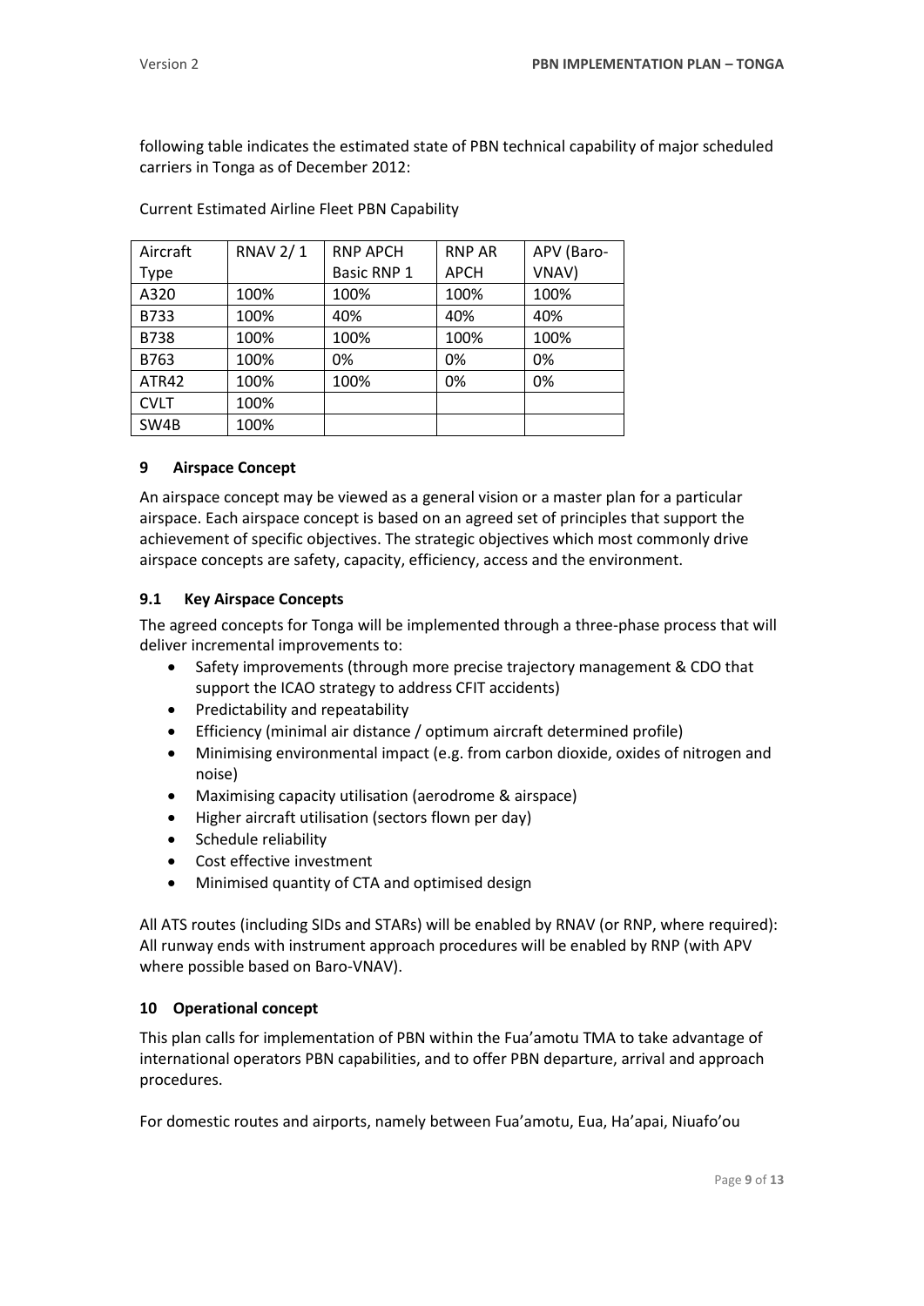following table indicates the estimated state of PBN technical capability of major scheduled carriers in Tonga as of December 2012:

Current Estimated Airline Fleet PBN Capability

| Aircraft Type | RNAV 2/ 1 | RNP APCH Basic RNP 1 | RNP AR APCH | APV (Baro-VNAV) |
|---|---|---|---|---|
| A320 | 100% | 100% | 100% | 100% |
| B733 | 100% | 40% | 40% | 40% |
| B738 | 100% | 100% | 100% | 100% |
| B763 | 100% | 0% | 0% | 0% |
| ATR42 | 100% | 100% | 0% | 0% |
| CVLT | 100% | | | |
| SW4B | 100% | | | |

## 9 Airspace Concept

An airspace concept may be viewed as a general vision or a master plan for a particular airspace. Each airspace concept is based on an agreed set of principles that support the achievement of specific objectives. The strategic objectives which most commonly drive airspace concepts are safety, capacity, efficiency, access and the environment.

### 9.1 Key Airspace Concepts

The agreed concepts for Tonga will be implemented through a three-phase process that will deliver incremental improvements to:

- Safety improvements (through more precise trajectory management & CDO that support the ICAO strategy to address CFIT accidents)
- Predictability and repeatability
- Efficiency (minimal air distance / optimum aircraft determined profile)
- Minimising environmental impact (e.g. from carbon dioxide, oxides of nitrogen and noise)
- Maximising capacity utilisation (aerodrome & airspace)
- Higher aircraft utilisation (sectors flown per day)
- Schedule reliability
- Cost effective investment
- Minimised quantity of CTA and optimised design

All ATS routes (including SIDs and STARs) will be enabled by RNAV (or RNP, where required): All runway ends with instrument approach procedures will be enabled by RNP (with APV where possible based on Baro-VNAV).

## 10 Operational concept

This plan calls for implementation of PBN within the Fua'amotu TMA to take advantage of international operators PBN capabilities, and to offer PBN departure, arrival and approach procedures.

For domestic routes and airports, namely between Fua'amotu, Eua, Ha'apai, Niuafo'ou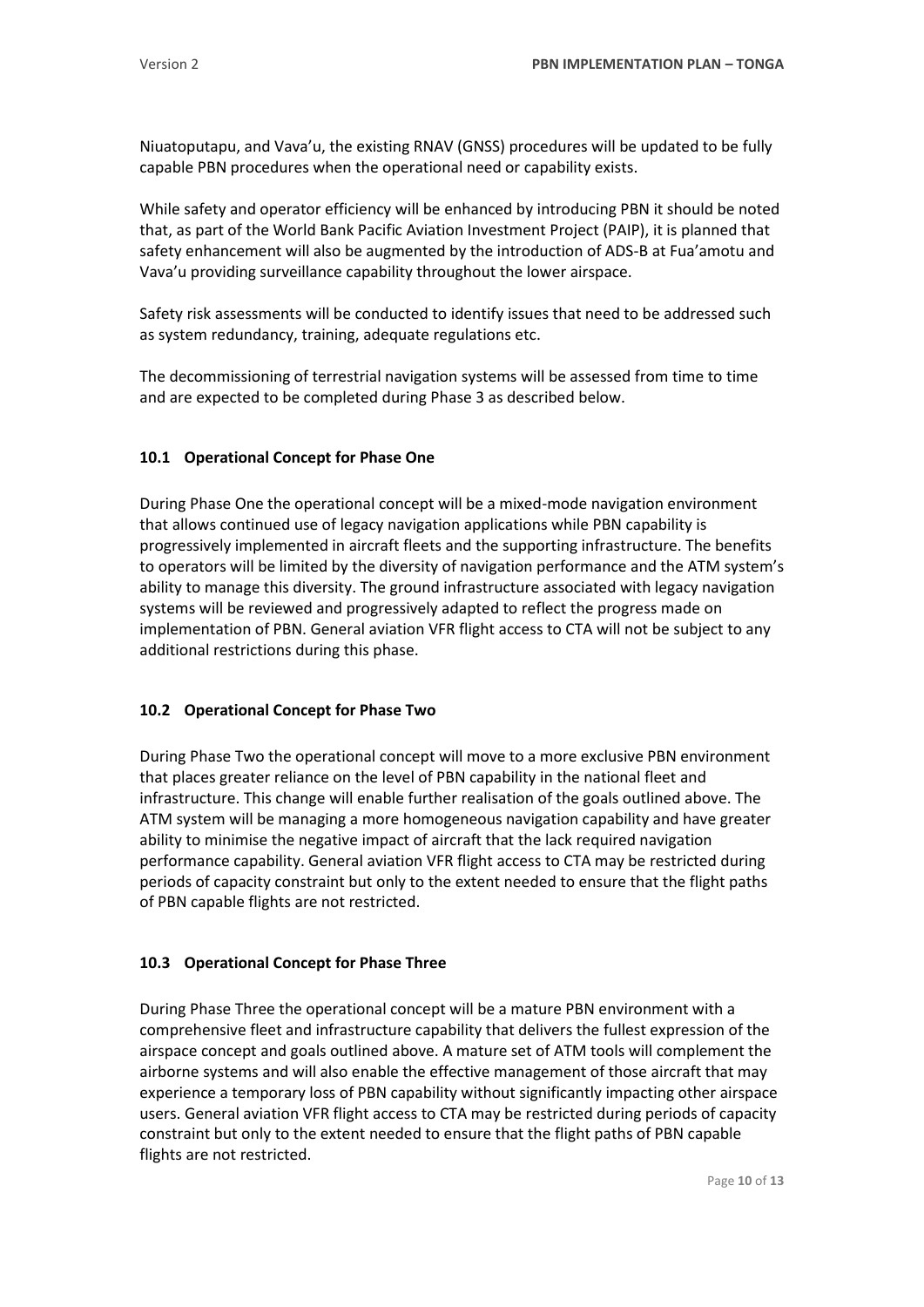Niuatoputapu, and Vava'u, the existing RNAV (GNSS) procedures will be updated to be fully capable PBN procedures when the operational need or capability exists.

While safety and operator efficiency will be enhanced by introducing PBN it should be noted that, as part of the World Bank Pacific Aviation Investment Project (PAIP), it is planned that safety enhancement will also be augmented by the introduction of ADS-B at Fua'amotu and Vava'u providing surveillance capability throughout the lower airspace.

Safety risk assessments will be conducted to identify issues that need to be addressed such as system redundancy, training, adequate regulations etc.

The decommissioning of terrestrial navigation systems will be assessed from time to time and are expected to be completed during Phase 3 as described below.

### 10.1 Operational Concept for Phase One

During Phase One the operational concept will be a mixed-mode navigation environment that allows continued use of legacy navigation applications while PBN capability is progressively implemented in aircraft fleets and the supporting infrastructure. The benefits to operators will be limited by the diversity of navigation performance and the ATM system's ability to manage this diversity. The ground infrastructure associated with legacy navigation systems will be reviewed and progressively adapted to reflect the progress made on implementation of PBN. General aviation VFR flight access to CTA will not be subject to any additional restrictions during this phase.

### 10.2 Operational Concept for Phase Two

During Phase Two the operational concept will move to a more exclusive PBN environment that places greater reliance on the level of PBN capability in the national fleet and infrastructure. This change will enable further realisation of the goals outlined above. The ATM system will be managing a more homogeneous navigation capability and have greater ability to minimise the negative impact of aircraft that the lack required navigation performance capability. General aviation VFR flight access to CTA may be restricted during periods of capacity constraint but only to the extent needed to ensure that the flight paths of PBN capable flights are not restricted.

### 10.3 Operational Concept for Phase Three

During Phase Three the operational concept will be a mature PBN environment with a comprehensive fleet and infrastructure capability that delivers the fullest expression of the airspace concept and goals outlined above. A mature set of ATM tools will complement the airborne systems and will also enable the effective management of those aircraft that may experience a temporary loss of PBN capability without significantly impacting other airspace users. General aviation VFR flight access to CTA may be restricted during periods of capacity constraint but only to the extent needed to ensure that the flight paths of PBN capable flights are not restricted.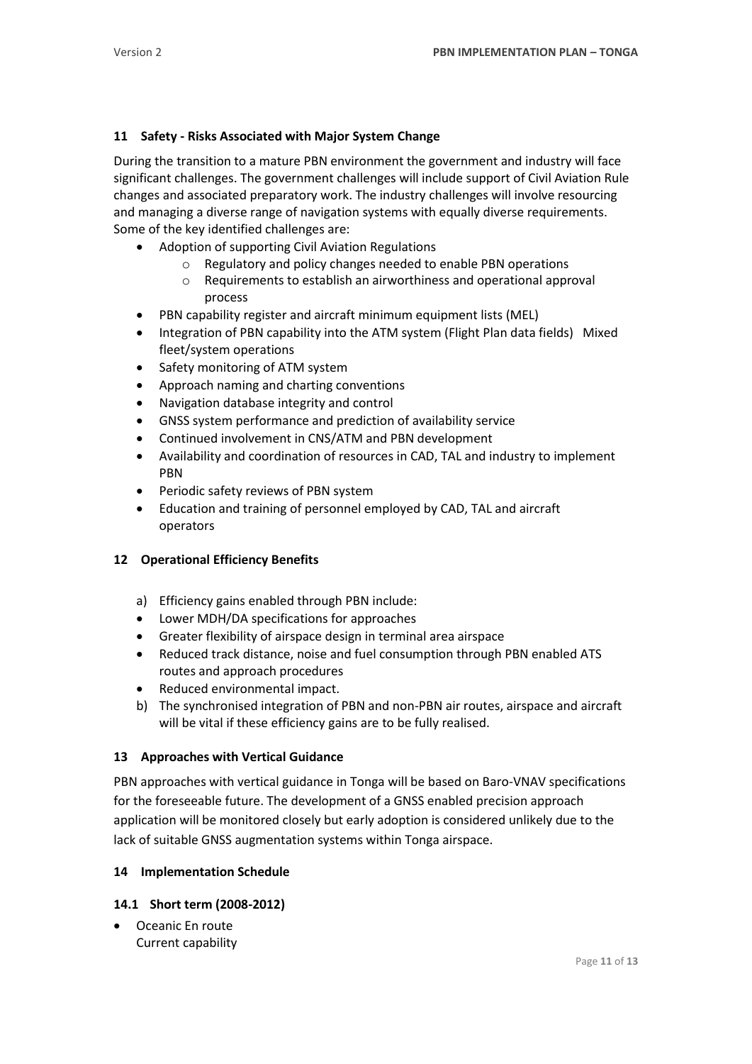## 11 Safety - Risks Associated with Major System Change

During the transition to a mature PBN environment the government and industry will face significant challenges. The government challenges will include support of Civil Aviation Rule changes and associated preparatory work. The industry challenges will involve resourcing and managing a diverse range of navigation systems with equally diverse requirements. Some of the key identified challenges are:

- Adoption of supporting Civil Aviation Regulations
  - Regulatory and policy changes needed to enable PBN operations
  - Requirements to establish an airworthiness and operational approval process
- PBN capability register and aircraft minimum equipment lists (MEL)
- Integration of PBN capability into the ATM system (Flight Plan data fields) Mixed fleet/system operations
- Safety monitoring of ATM system
- Approach naming and charting conventions
- Navigation database integrity and control
- GNSS system performance and prediction of availability service
- Continued involvement in CNS/ATM and PBN development
- Availability and coordination of resources in CAD, TAL and industry to implement PBN
- Periodic safety reviews of PBN system
- Education and training of personnel employed by CAD, TAL and aircraft operators

## 12 Operational Efficiency Benefits

a) Efficiency gains enabled through PBN include:

- Lower MDH/DA specifications for approaches
- Greater flexibility of airspace design in terminal area airspace
- Reduced track distance, noise and fuel consumption through PBN enabled ATS routes and approach procedures
- Reduced environmental impact.

b) The synchronised integration of PBN and non-PBN air routes, airspace and aircraft will be vital if these efficiency gains are to be fully realised.

## 13 Approaches with Vertical Guidance

PBN approaches with vertical guidance in Tonga will be based on Baro-VNAV specifications for the foreseeable future. The development of a GNSS enabled precision approach application will be monitored closely but early adoption is considered unlikely due to the lack of suitable GNSS augmentation systems within Tonga airspace.

## 14 Implementation Schedule

### 14.1 Short term (2008-2012)

- Oceanic En route
  Current capability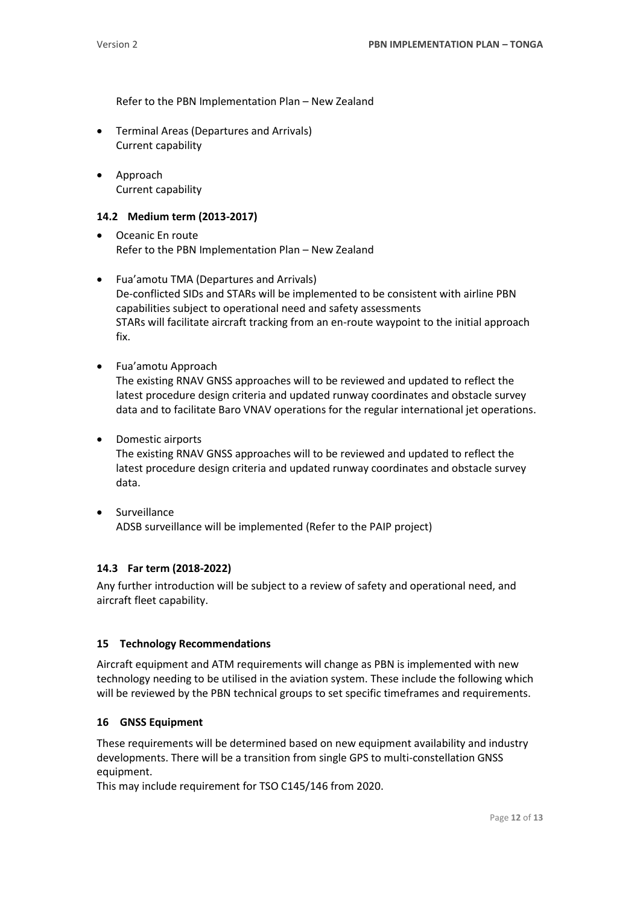Refer to the PBN Implementation Plan – New Zealand

- Terminal Areas (Departures and Arrivals)
  Current capability

- Approach
  Current capability

### 14.2 Medium term (2013-2017)

- Oceanic En route
  Refer to the PBN Implementation Plan – New Zealand

- Fua'amotu TMA (Departures and Arrivals)
  De-conflicted SIDs and STARs will be implemented to be consistent with airline PBN capabilities subject to operational need and safety assessments
  STARs will facilitate aircraft tracking from an en-route waypoint to the initial approach fix.

- Fua'amotu Approach
  The existing RNAV GNSS approaches will to be reviewed and updated to reflect the latest procedure design criteria and updated runway coordinates and obstacle survey data and to facilitate Baro VNAV operations for the regular international jet operations.

- Domestic airports
  The existing RNAV GNSS approaches will to be reviewed and updated to reflect the latest procedure design criteria and updated runway coordinates and obstacle survey data.

- Surveillance
  ADSB surveillance will be implemented (Refer to the PAIP project)

### 14.3 Far term (2018-2022)

Any further introduction will be subject to a review of safety and operational need, and aircraft fleet capability.

## 15 Technology Recommendations

Aircraft equipment and ATM requirements will change as PBN is implemented with new technology needing to be utilised in the aviation system. These include the following which will be reviewed by the PBN technical groups to set specific timeframes and requirements.

## 16 GNSS Equipment

These requirements will be determined based on new equipment availability and industry developments. There will be a transition from single GPS to multi-constellation GNSS equipment.
This may include requirement for TSO C145/146 from 2020.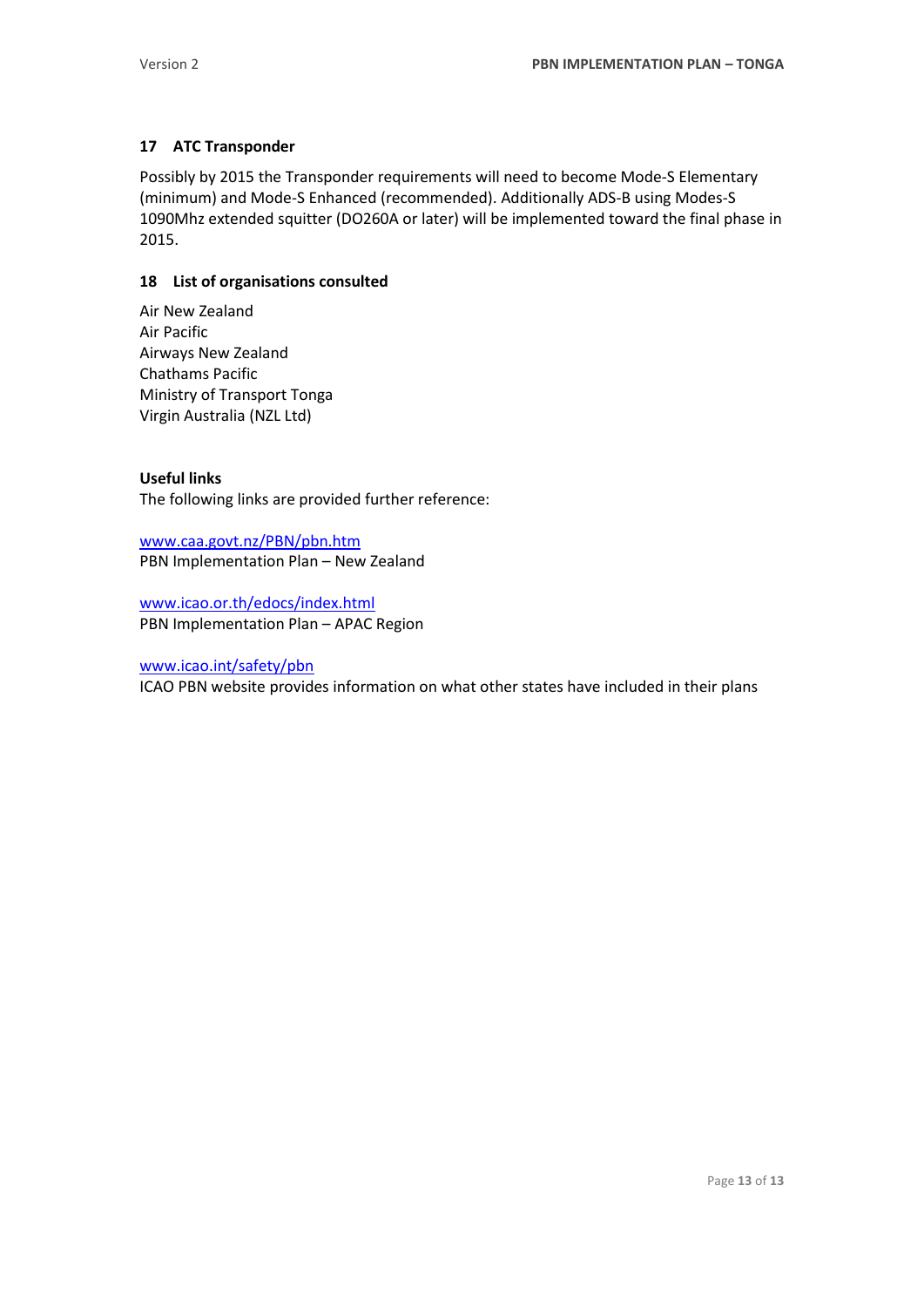## 17 ATC Transponder

Possibly by 2015 the Transponder requirements will need to become Mode-S Elementary (minimum) and Mode-S Enhanced (recommended). Additionally ADS-B using Modes-S 1090Mhz extended squitter (DO260A or later) will be implemented toward the final phase in 2015.

## 18 List of organisations consulted

Air New Zealand
Air Pacific
Airways New Zealand
Chathams Pacific
Ministry of Transport Tonga
Virgin Australia (NZL Ltd)

**Useful links**

The following links are provided further reference:

[www.caa.govt.nz/PBN/pbn.htm](http://www.caa.govt.nz/PBN/pbn.htm)
PBN Implementation Plan – New Zealand

[www.icao.or.th/edocs/index.html](http://www.icao.or.th/edocs/index.html)
PBN Implementation Plan – APAC Region

[www.icao.int/safety/pbn](http://www.icao.int/safety/pbn)
ICAO PBN website provides information on what other states have included in their plans